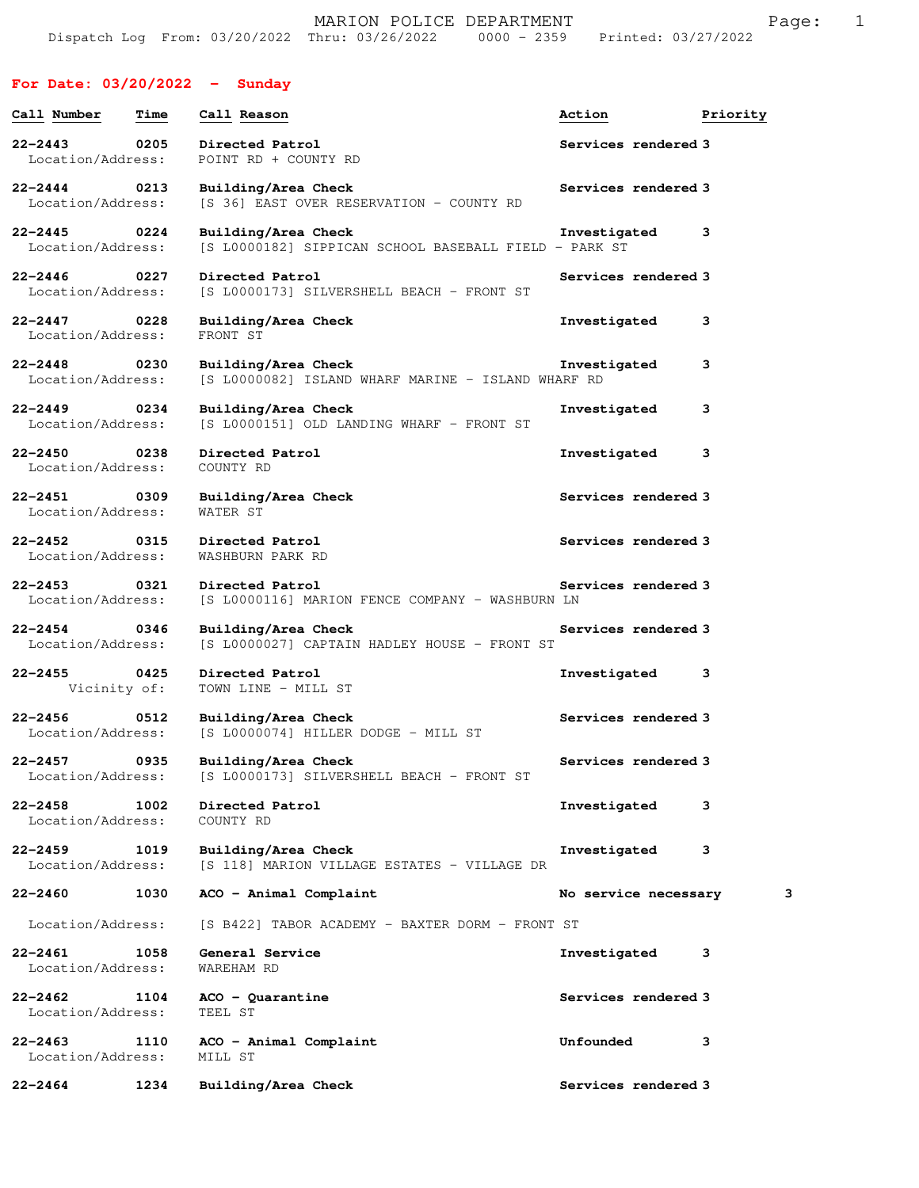# MARION POLICE DEPARTMENT

Dispatch Log From: 03/20/2022 Thru: 03/26/2022 0000 - 2359 Printed: 03/27/2022

## For Date: 03/20/2022 - Sunday

| Call Number | Time | Call Reason | Action | Priority |
|---|---|---|---|---|
| 22-2443 | 0205 | Directed Patrol | Services rendered | 3 |
| Location/Address: | | POINT RD + COUNTY RD | | |
| 22-2444 | 0213 | Building/Area Check | Services rendered | 3 |
| Location/Address: | | [S 36] EAST OVER RESERVATION - COUNTY RD | | |
| 22-2445 | 0224 | Building/Area Check | Investigated | 3 |
| Location/Address: | | [S L0000182] SIPPICAN SCHOOL BASEBALL FIELD - PARK ST | | |
| 22-2446 | 0227 | Directed Patrol | Services rendered | 3 |
| Location/Address: | | [S L0000173] SILVERSHELL BEACH - FRONT ST | | |
| 22-2447 | 0228 | Building/Area Check | Investigated | 3 |
| Location/Address: | | FRONT ST | | |
| 22-2448 | 0230 | Building/Area Check | Investigated | 3 |
| Location/Address: | | [S L0000082] ISLAND WHARF MARINE - ISLAND WHARF RD | | |
| 22-2449 | 0234 | Building/Area Check | Investigated | 3 |
| Location/Address: | | [S L0000151] OLD LANDING WHARF - FRONT ST | | |
| 22-2450 | 0238 | Directed Patrol | Investigated | 3 |
| Location/Address: | | COUNTY RD | | |
| 22-2451 | 0309 | Building/Area Check | Services rendered | 3 |
| Location/Address: | | WATER ST | | |
| 22-2452 | 0315 | Directed Patrol | Services rendered | 3 |
| Location/Address: | | WASHBURN PARK RD | | |
| 22-2453 | 0321 | Directed Patrol | Services rendered | 3 |
| Location/Address: | | [S L0000116] MARION FENCE COMPANY - WASHBURN LN | | |
| 22-2454 | 0346 | Building/Area Check | Services rendered | 3 |
| Location/Address: | | [S L0000027] CAPTAIN HADLEY HOUSE - FRONT ST | | |
| 22-2455 | 0425 | Directed Patrol | Investigated | 3 |
| Vicinity of: | | TOWN LINE - MILL ST | | |
| 22-2456 | 0512 | Building/Area Check | Services rendered | 3 |
| Location/Address: | | [S L0000074] HILLER DODGE - MILL ST | | |
| 22-2457 | 0935 | Building/Area Check | Services rendered | 3 |
| Location/Address: | | [S L0000173] SILVERSHELL BEACH - FRONT ST | | |
| 22-2458 | 1002 | Directed Patrol | Investigated | 3 |
| Location/Address: | | COUNTY RD | | |
| 22-2459 | 1019 | Building/Area Check | Investigated | 3 |
| Location/Address: | | [S 118] MARION VILLAGE ESTATES - VILLAGE DR | | |
| 22-2460 | 1030 | ACO - Animal Complaint | No service necessary | 3 |
| Location/Address: | | [S B422] TABOR ACADEMY - BAXTER DORM - FRONT ST | | |
| 22-2461 | 1058 | General Service | Investigated | 3 |
| Location/Address: | | WAREHAM RD | | |
| 22-2462 | 1104 | ACO - Quarantine | Services rendered | 3 |
| Location/Address: | | TEEL ST | | |
| 22-2463 | 1110 | ACO - Animal Complaint | Unfounded | 3 |
| Location/Address: | | MILL ST | | |
| 22-2464 | 1234 | Building/Area Check | Services rendered | 3 |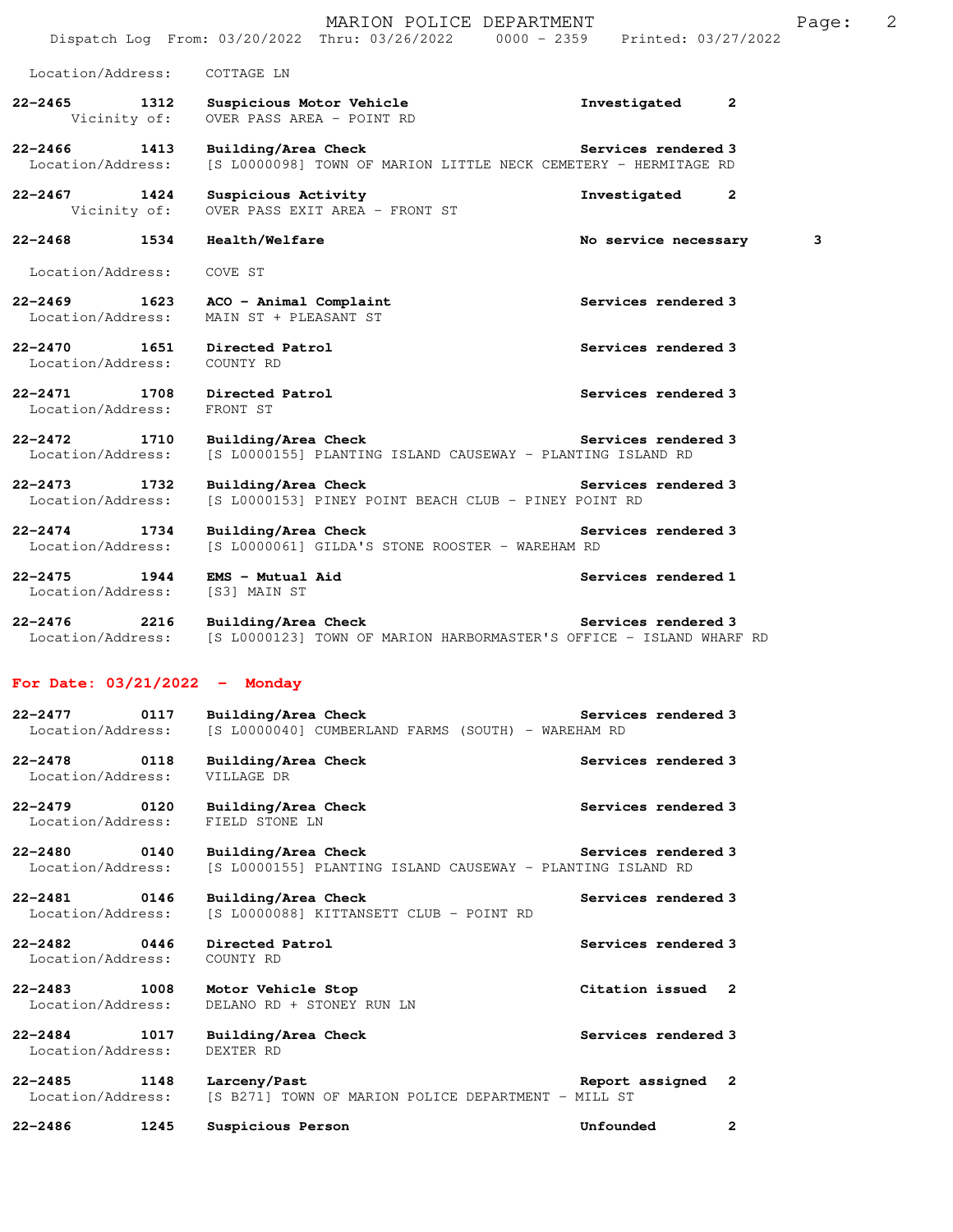Location/Address: COTTAGE LN

**22-2465 1312 Suspicious Motor Vehicle** Investigated 2
Vicinity of: OVER PASS AREA - POINT RD

**22-2466 1413 Building/Area Check** Services rendered 3
Location/Address: [S L0000098] TOWN OF MARION LITTLE NECK CEMETERY - HERMITAGE RD

**22-2467 1424 Suspicious Activity** Investigated 2
Vicinity of: OVER PASS EXIT AREA - FRONT ST

**22-2468 1534 Health/Welfare** No service necessary 3
Location/Address: COVE ST

**22-2469 1623 ACO - Animal Complaint** Services rendered 3
Location/Address: MAIN ST + PLEASANT ST

**22-2470 1651 Directed Patrol** Services rendered 3
Location/Address: COUNTY RD

**22-2471 1708 Directed Patrol** Services rendered 3
Location/Address: FRONT ST

**22-2472 1710 Building/Area Check** Services rendered 3
Location/Address: [S L0000155] PLANTING ISLAND CAUSEWAY - PLANTING ISLAND RD

**22-2473 1732 Building/Area Check** Services rendered 3
Location/Address: [S L0000153] PINEY POINT BEACH CLUB - PINEY POINT RD

**22-2474 1734 Building/Area Check** Services rendered 3
Location/Address: [S L0000061] GILDA'S STONE ROOSTER - WAREHAM RD

**22-2475 1944 EMS - Mutual Aid** Services rendered 1
Location/Address: [S3] MAIN ST

**22-2476 2216 Building/Area Check** Services rendered 3
Location/Address: [S L0000123] TOWN OF MARION HARBORMASTER'S OFFICE - ISLAND WHARF RD

## For Date: 03/21/2022 - Monday

**22-2477 0117 Building/Area Check** Services rendered 3
Location/Address: [S L0000040] CUMBERLAND FARMS (SOUTH) - WAREHAM RD

**22-2478 0118 Building/Area Check** Services rendered 3
Location/Address: VILLAGE DR

**22-2479 0120 Building/Area Check** Services rendered 3
Location/Address: FIELD STONE LN

**22-2480 0140 Building/Area Check** Services rendered 3
Location/Address: [S L0000155] PLANTING ISLAND CAUSEWAY - PLANTING ISLAND RD

**22-2481 0146 Building/Area Check** Services rendered 3
Location/Address: [S L0000088] KITTANSETT CLUB - POINT RD

**22-2482 0446 Directed Patrol** Services rendered 3
Location/Address: COUNTY RD

**22-2483 1008 Motor Vehicle Stop** Citation issued 2
Location/Address: DELANO RD + STONEY RUN LN

**22-2484 1017 Building/Area Check** Services rendered 3
Location/Address: DEXTER RD

**22-2485 1148 Larceny/Past** Report assigned 2
Location/Address: [S B271] TOWN OF MARION POLICE DEPARTMENT - MILL ST

**22-2486 1245 Suspicious Person** Unfounded 2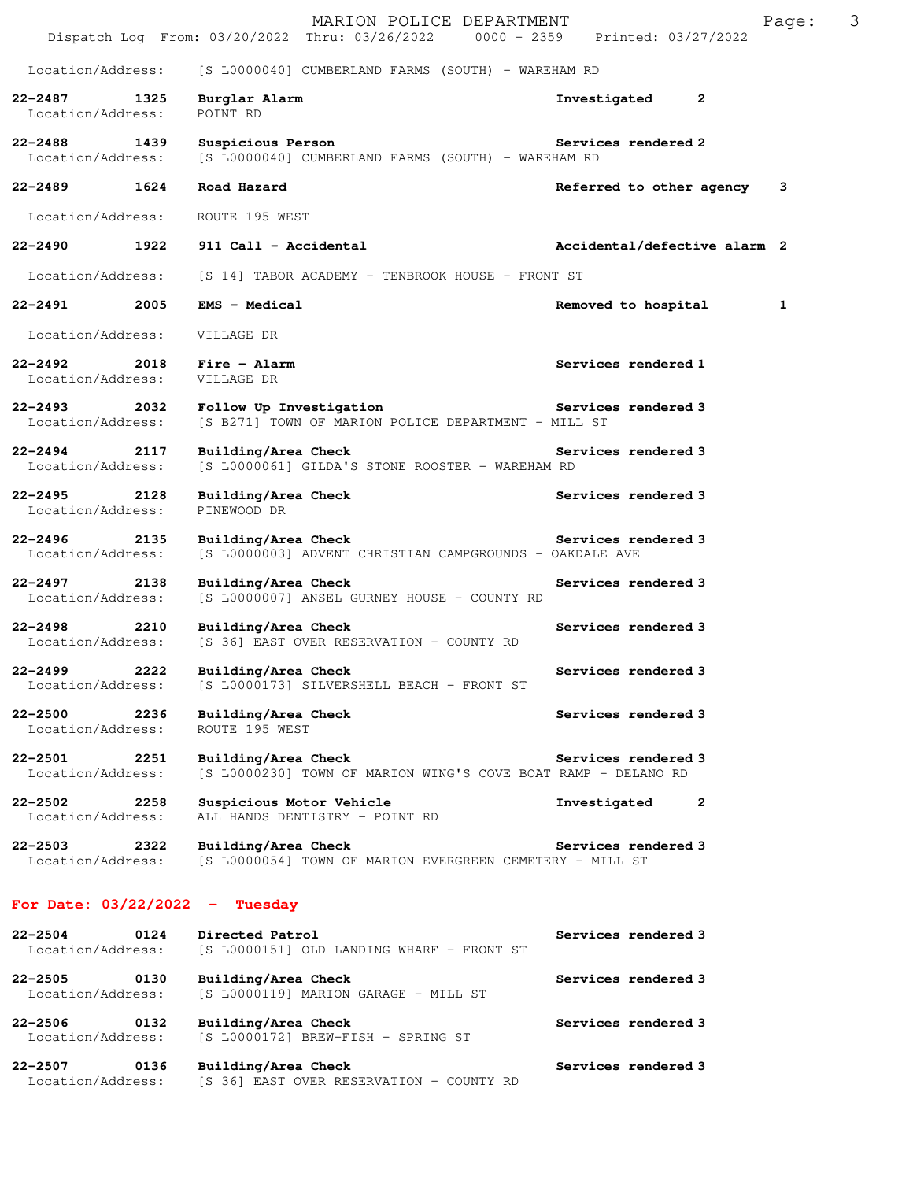Location/Address: [S L0000040] CUMBERLAND FARMS (SOUTH) - WAREHAM RD

**22-2487 1325 Burglar Alarm** Investigated 2
Location/Address: POINT RD

**22-2488 1439 Suspicious Person** Services rendered 2
Location/Address: [S L0000040] CUMBERLAND FARMS (SOUTH) - WAREHAM RD

**22-2489 1624 Road Hazard** Referred to other agency 3
Location/Address: ROUTE 195 WEST

**22-2490 1922 911 Call - Accidental** Accidental/defective alarm 2
Location/Address: [S 14] TABOR ACADEMY - TENBROOK HOUSE - FRONT ST

**22-2491 2005 EMS - Medical** Removed to hospital 1
Location/Address: VILLAGE DR

**22-2492 2018 Fire - Alarm** Services rendered 1
Location/Address: VILLAGE DR

**22-2493 2032 Follow Up Investigation** Services rendered 3
Location/Address: [S B271] TOWN OF MARION POLICE DEPARTMENT - MILL ST

**22-2494 2117 Building/Area Check** Services rendered 3
Location/Address: [S L0000061] GILDA'S STONE ROOSTER - WAREHAM RD

**22-2495 2128 Building/Area Check** Services rendered 3
Location/Address: PINEWOOD DR

**22-2496 2135 Building/Area Check** Services rendered 3
Location/Address: [S L0000003] ADVENT CHRISTIAN CAMPGROUNDS - OAKDALE AVE

**22-2497 2138 Building/Area Check** Services rendered 3
Location/Address: [S L0000007] ANSEL GURNEY HOUSE - COUNTY RD

**22-2498 2210 Building/Area Check** Services rendered 3
Location/Address: [S 36] EAST OVER RESERVATION - COUNTY RD

**22-2499 2222 Building/Area Check** Services rendered 3
Location/Address: [S L0000173] SILVERSHELL BEACH - FRONT ST

**22-2500 2236 Building/Area Check** Services rendered 3
Location/Address: ROUTE 195 WEST

**22-2501 2251 Building/Area Check** Services rendered 3
Location/Address: [S L0000230] TOWN OF MARION WING'S COVE BOAT RAMP - DELANO RD

**22-2502 2258 Suspicious Motor Vehicle** Investigated 2
Location/Address: ALL HANDS DENTISTRY - POINT RD

**22-2503 2322 Building/Area Check** Services rendered 3
Location/Address: [S L0000054] TOWN OF MARION EVERGREEN CEMETERY - MILL ST

## For Date: 03/22/2022 - Tuesday

**22-2504 0124 Directed Patrol** Services rendered 3
Location/Address: [S L0000151] OLD LANDING WHARF - FRONT ST

**22-2505 0130 Building/Area Check** Services rendered 3
Location/Address: [S L0000119] MARION GARAGE - MILL ST

**22-2506 0132 Building/Area Check** Services rendered 3
Location/Address: [S L0000172] BREW-FISH - SPRING ST

**22-2507 0136 Building/Area Check** Services rendered 3
Location/Address: [S 36] EAST OVER RESERVATION - COUNTY RD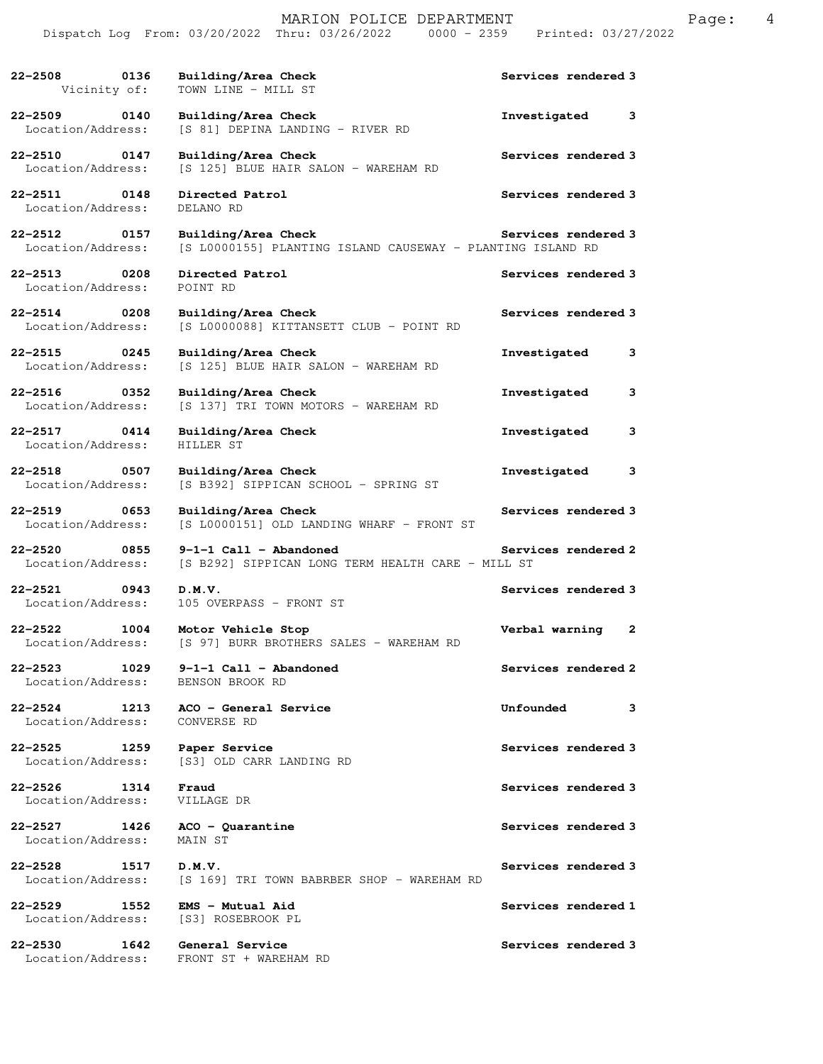| Call # | Time | Call Type / Location | Action | Priority |
|---|---|---|---|---|
| 22-2508 | 0136 | Building/Area Check | Services rendered | 3 |
| Vicinity of: | | TOWN LINE - MILL ST | | |
| 22-2509 | 0140 | Building/Area Check | Investigated | 3 |
| Location/Address: | | [S 81] DEPINA LANDING - RIVER RD | | |
| 22-2510 | 0147 | Building/Area Check | Services rendered | 3 |
| Location/Address: | | [S 125] BLUE HAIR SALON - WAREHAM RD | | |
| 22-2511 | 0148 | Directed Patrol | Services rendered | 3 |
| Location/Address: | | DELANO RD | | |
| 22-2512 | 0157 | Building/Area Check | Services rendered | 3 |
| Location/Address: | | [S L0000155] PLANTING ISLAND CAUSEWAY - PLANTING ISLAND RD | | |
| 22-2513 | 0208 | Directed Patrol | Services rendered | 3 |
| Location/Address: | | POINT RD | | |
| 22-2514 | 0208 | Building/Area Check | Services rendered | 3 |
| Location/Address: | | [S L0000088] KITTANSETT CLUB - POINT RD | | |
| 22-2515 | 0245 | Building/Area Check | Investigated | 3 |
| Location/Address: | | [S 125] BLUE HAIR SALON - WAREHAM RD | | |
| 22-2516 | 0352 | Building/Area Check | Investigated | 3 |
| Location/Address: | | [S 137] TRI TOWN MOTORS - WAREHAM RD | | |
| 22-2517 | 0414 | Building/Area Check | Investigated | 3 |
| Location/Address: | | HILLER ST | | |
| 22-2518 | 0507 | Building/Area Check | Investigated | 3 |
| Location/Address: | | [S B392] SIPPICAN SCHOOL - SPRING ST | | |
| 22-2519 | 0653 | Building/Area Check | Services rendered | 3 |
| Location/Address: | | [S L0000151] OLD LANDING WHARF - FRONT ST | | |
| 22-2520 | 0855 | 9-1-1 Call - Abandoned | Services rendered | 2 |
| Location/Address: | | [S B292] SIPPICAN LONG TERM HEALTH CARE - MILL ST | | |
| 22-2521 | 0943 | D.M.V. | Services rendered | 3 |
| Location/Address: | | 105 OVERPASS - FRONT ST | | |
| 22-2522 | 1004 | Motor Vehicle Stop | Verbal warning | 2 |
| Location/Address: | | [S 97] BURR BROTHERS SALES - WAREHAM RD | | |
| 22-2523 | 1029 | 9-1-1 Call - Abandoned | Services rendered | 2 |
| Location/Address: | | BENSON BROOK RD | | |
| 22-2524 | 1213 | ACO - General Service | Unfounded | 3 |
| Location/Address: | | CONVERSE RD | | |
| 22-2525 | 1259 | Paper Service | Services rendered | 3 |
| Location/Address: | | [S3] OLD CARR LANDING RD | | |
| 22-2526 | 1314 | Fraud | Services rendered | 3 |
| Location/Address: | | VILLAGE DR | | |
| 22-2527 | 1426 | ACO - Quarantine | Services rendered | 3 |
| Location/Address: | | MAIN ST | | |
| 22-2528 | 1517 | D.M.V. | Services rendered | 3 |
| Location/Address: | | [S 169] TRI TOWN BABRBER SHOP - WAREHAM RD | | |
| 22-2529 | 1552 | EMS - Mutual Aid | Services rendered | 1 |
| Location/Address: | | [S3] ROSEBROOK PL | | |
| 22-2530 | 1642 | General Service | Services rendered | 3 |
| Location/Address: | | FRONT ST + WAREHAM RD | | |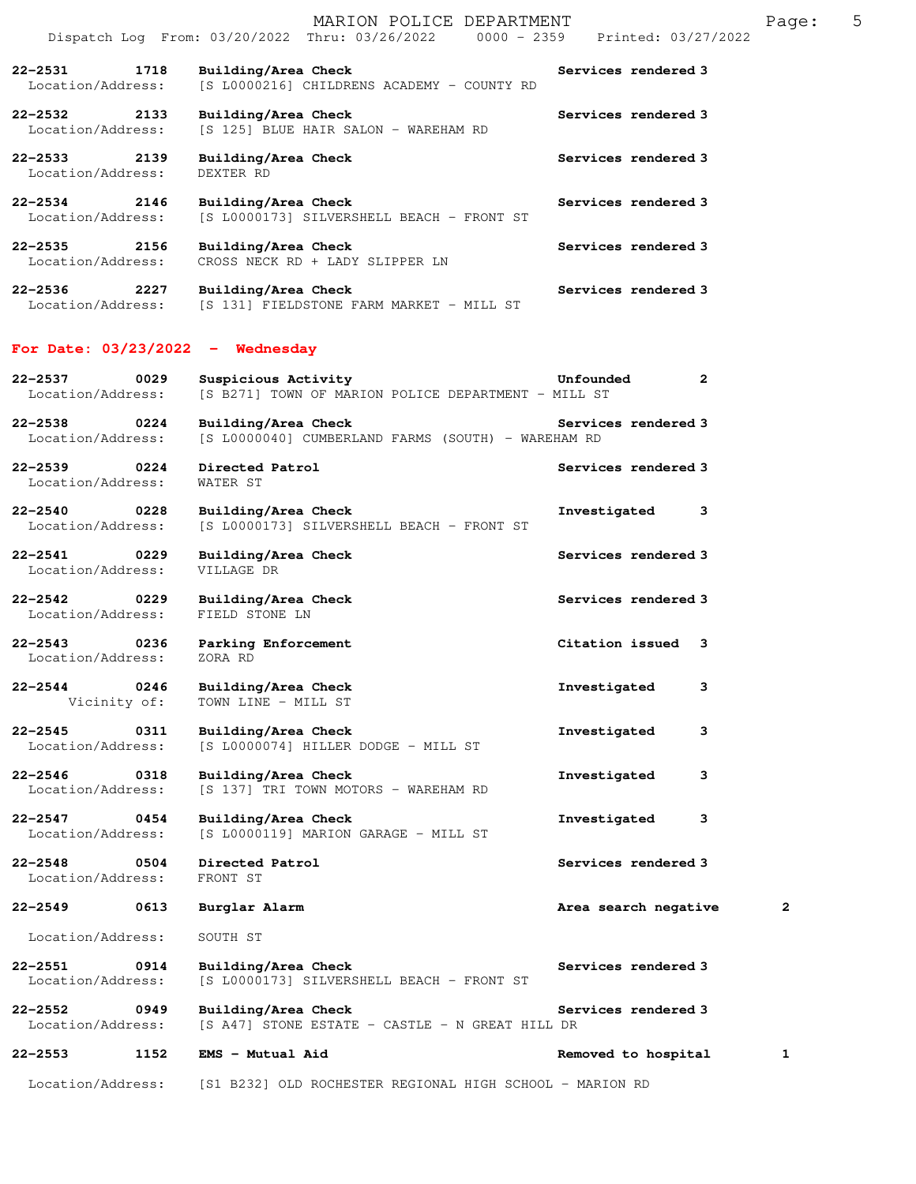**22-2531 1718 Building/Area Check** Services rendered 3
Location/Address: [S L0000216] CHILDRENS ACADEMY - COUNTY RD

**22-2532 2133 Building/Area Check** Services rendered 3
Location/Address: [S 125] BLUE HAIR SALON - WAREHAM RD

**22-2533 2139 Building/Area Check** Services rendered 3
Location/Address: DEXTER RD

**22-2534 2146 Building/Area Check** Services rendered 3
Location/Address: [S L0000173] SILVERSHELL BEACH - FRONT ST

**22-2535 2156 Building/Area Check** Services rendered 3
Location/Address: CROSS NECK RD + LADY SLIPPER LN

**22-2536 2227 Building/Area Check** Services rendered 3
Location/Address: [S 131] FIELDSTONE FARM MARKET - MILL ST

## For Date: 03/23/2022 - Wednesday

**22-2537 0029 Suspicious Activity** Unfounded 2
Location/Address: [S B271] TOWN OF MARION POLICE DEPARTMENT - MILL ST

**22-2538 0224 Building/Area Check** Services rendered 3
Location/Address: [S L0000040] CUMBERLAND FARMS (SOUTH) - WAREHAM RD

**22-2539 0224 Directed Patrol** Services rendered 3
Location/Address: WATER ST

**22-2540 0228 Building/Area Check** Investigated 3
Location/Address: [S L0000173] SILVERSHELL BEACH - FRONT ST

**22-2541 0229 Building/Area Check** Services rendered 3
Location/Address: VILLAGE DR

**22-2542 0229 Building/Area Check** Services rendered 3
Location/Address: FIELD STONE LN

**22-2543 0236 Parking Enforcement** Citation issued 3
Location/Address: ZORA RD

**22-2544 0246 Building/Area Check** Investigated 3
Vicinity of: TOWN LINE - MILL ST

**22-2545 0311 Building/Area Check** Investigated 3
Location/Address: [S L0000074] HILLER DODGE - MILL ST

**22-2546 0318 Building/Area Check** Investigated 3
Location/Address: [S 137] TRI TOWN MOTORS - WAREHAM RD

**22-2547 0454 Building/Area Check** Investigated 3
Location/Address: [S L0000119] MARION GARAGE - MILL ST

**22-2548 0504 Directed Patrol** Services rendered 3
Location/Address: FRONT ST

**22-2549 0613 Burglar Alarm** Area search negative 2
Location/Address: SOUTH ST

**22-2551 0914 Building/Area Check** Services rendered 3
Location/Address: [S L0000173] SILVERSHELL BEACH - FRONT ST

**22-2552 0949 Building/Area Check** Services rendered 3
Location/Address: [S A47] STONE ESTATE - CASTLE - N GREAT HILL DR

**22-2553 1152 EMS - Mutual Aid** Removed to hospital 1
Location/Address: [S1 B232] OLD ROCHESTER REGIONAL HIGH SCHOOL - MARION RD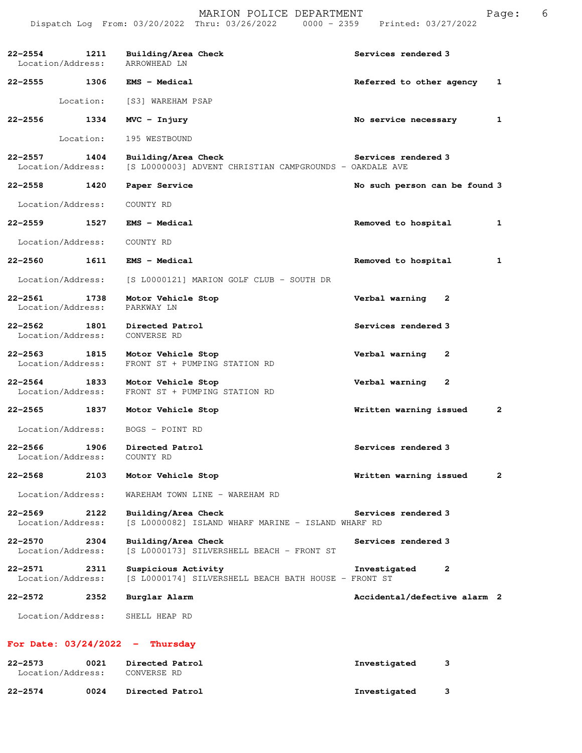| Call # | Time | Call Type | Action | Priority |
|---|---|---|---|---|
| 22-2554 | 1211 | **Building/Area Check** | Services rendered | 3 |
| Location/Address: | | ARROWHEAD LN | | |
| 22-2555 | 1306 | **EMS - Medical** | Referred to other agency | 1 |
| Location: | | [S3] WAREHAM PSAP | | |
| 22-2556 | 1334 | **MVC - Injury** | No service necessary | 1 |
| Location: | | 195 WESTBOUND | | |
| 22-2557 | 1404 | **Building/Area Check** | Services rendered | 3 |
| Location/Address: | | [S L0000003] ADVENT CHRISTIAN CAMPGROUNDS - OAKDALE AVE | | |
| 22-2558 | 1420 | **Paper Service** | No such person can be found | 3 |
| Location/Address: | | COUNTY RD | | |
| 22-2559 | 1527 | **EMS - Medical** | Removed to hospital | 1 |
| Location/Address: | | COUNTY RD | | |
| 22-2560 | 1611 | **EMS - Medical** | Removed to hospital | 1 |
| Location/Address: | | [S L0000121] MARION GOLF CLUB - SOUTH DR | | |
| 22-2561 | 1738 | **Motor Vehicle Stop** | Verbal warning | 2 |
| Location/Address: | | PARKWAY LN | | |
| 22-2562 | 1801 | **Directed Patrol** | Services rendered | 3 |
| Location/Address: | | CONVERSE RD | | |
| 22-2563 | 1815 | **Motor Vehicle Stop** | Verbal warning | 2 |
| Location/Address: | | FRONT ST + PUMPING STATION RD | | |
| 22-2564 | 1833 | **Motor Vehicle Stop** | Verbal warning | 2 |
| Location/Address: | | FRONT ST + PUMPING STATION RD | | |
| 22-2565 | 1837 | **Motor Vehicle Stop** | Written warning issued | 2 |
| Location/Address: | | BOGS - POINT RD | | |
| 22-2566 | 1906 | **Directed Patrol** | Services rendered | 3 |
| Location/Address: | | COUNTY RD | | |
| 22-2568 | 2103 | **Motor Vehicle Stop** | Written warning issued | 2 |
| Location/Address: | | WAREHAM TOWN LINE - WAREHAM RD | | |
| 22-2569 | 2122 | **Building/Area Check** | Services rendered | 3 |
| Location/Address: | | [S L0000082] ISLAND WHARF MARINE - ISLAND WHARF RD | | |
| 22-2570 | 2304 | **Building/Area Check** | Services rendered | 3 |
| Location/Address: | | [S L0000173] SILVERSHELL BEACH - FRONT ST | | |
| 22-2571 | 2311 | **Suspicious Activity** | Investigated | 2 |
| Location/Address: | | [S L0000174] SILVERSHELL BEACH BATH HOUSE - FRONT ST | | |
| 22-2572 | 2352 | **Burglar Alarm** | Accidental/defective alarm | 2 |
| Location/Address: | | SHELL HEAP RD | | |

## For Date: 03/24/2022 - Thursday

| Call # | Time | Call Type | Action | Priority |
|---|---|---|---|---|
| 22-2573 | 0021 | **Directed Patrol** | Investigated | 3 |
| Location/Address: | | CONVERSE RD | | |
| 22-2574 | 0024 | **Directed Patrol** | Investigated | 3 |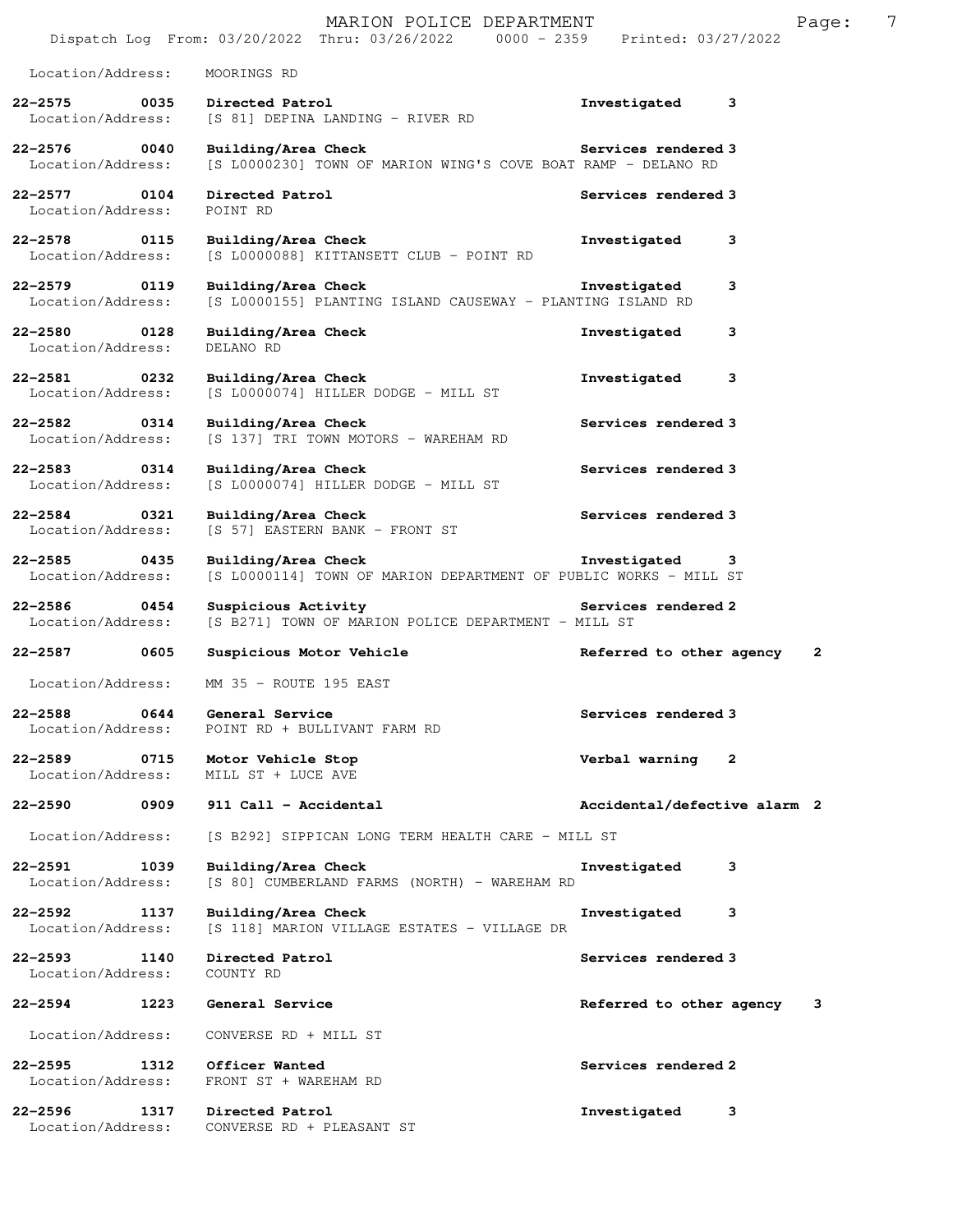Location/Address: MOORINGS RD

**22-2575 0035 Directed Patrol** Investigated 3
Location/Address: [S 81] DEPINA LANDING - RIVER RD

**22-2576 0040 Building/Area Check** Services rendered 3
Location/Address: [S L0000230] TOWN OF MARION WING'S COVE BOAT RAMP - DELANO RD

**22-2577 0104 Directed Patrol** Services rendered 3
Location/Address: POINT RD

**22-2578 0115 Building/Area Check** Investigated 3
Location/Address: [S L0000088] KITTANSETT CLUB - POINT RD

**22-2579 0119 Building/Area Check** Investigated 3
Location/Address: [S L0000155] PLANTING ISLAND CAUSEWAY - PLANTING ISLAND RD

**22-2580 0128 Building/Area Check** Investigated 3
Location/Address: DELANO RD

**22-2581 0232 Building/Area Check** Investigated 3
Location/Address: [S L0000074] HILLER DODGE - MILL ST

**22-2582 0314 Building/Area Check** Services rendered 3
Location/Address: [S 137] TRI TOWN MOTORS - WAREHAM RD

**22-2583 0314 Building/Area Check** Services rendered 3
Location/Address: [S L0000074] HILLER DODGE - MILL ST

**22-2584 0321 Building/Area Check** Services rendered 3
Location/Address: [S 57] EASTERN BANK - FRONT ST

**22-2585 0435 Building/Area Check** Investigated 3
Location/Address: [S L0000114] TOWN OF MARION DEPARTMENT OF PUBLIC WORKS - MILL ST

**22-2586 0454 Suspicious Activity** Services rendered 2
Location/Address: [S B271] TOWN OF MARION POLICE DEPARTMENT - MILL ST

**22-2587 0605 Suspicious Motor Vehicle** Referred to other agency 2
Location/Address: MM 35 - ROUTE 195 EAST

**22-2588 0644 General Service** Services rendered 3
Location/Address: POINT RD + BULLIVANT FARM RD

**22-2589 0715 Motor Vehicle Stop** Verbal warning 2
Location/Address: MILL ST + LUCE AVE

**22-2590 0909 911 Call - Accidental** Accidental/defective alarm 2
Location/Address: [S B292] SIPPICAN LONG TERM HEALTH CARE - MILL ST

**22-2591 1039 Building/Area Check** Investigated 3
Location/Address: [S 80] CUMBERLAND FARMS (NORTH) - WAREHAM RD

**22-2592 1137 Building/Area Check** Investigated 3
Location/Address: [S 118] MARION VILLAGE ESTATES - VILLAGE DR

**22-2593 1140 Directed Patrol** Services rendered 3
Location/Address: COUNTY RD

**22-2594 1223 General Service** Referred to other agency 3
Location/Address: CONVERSE RD + MILL ST

**22-2595 1312 Officer Wanted** Services rendered 2
Location/Address: FRONT ST + WAREHAM RD

**22-2596 1317 Directed Patrol** Investigated 3
Location/Address: CONVERSE RD + PLEASANT ST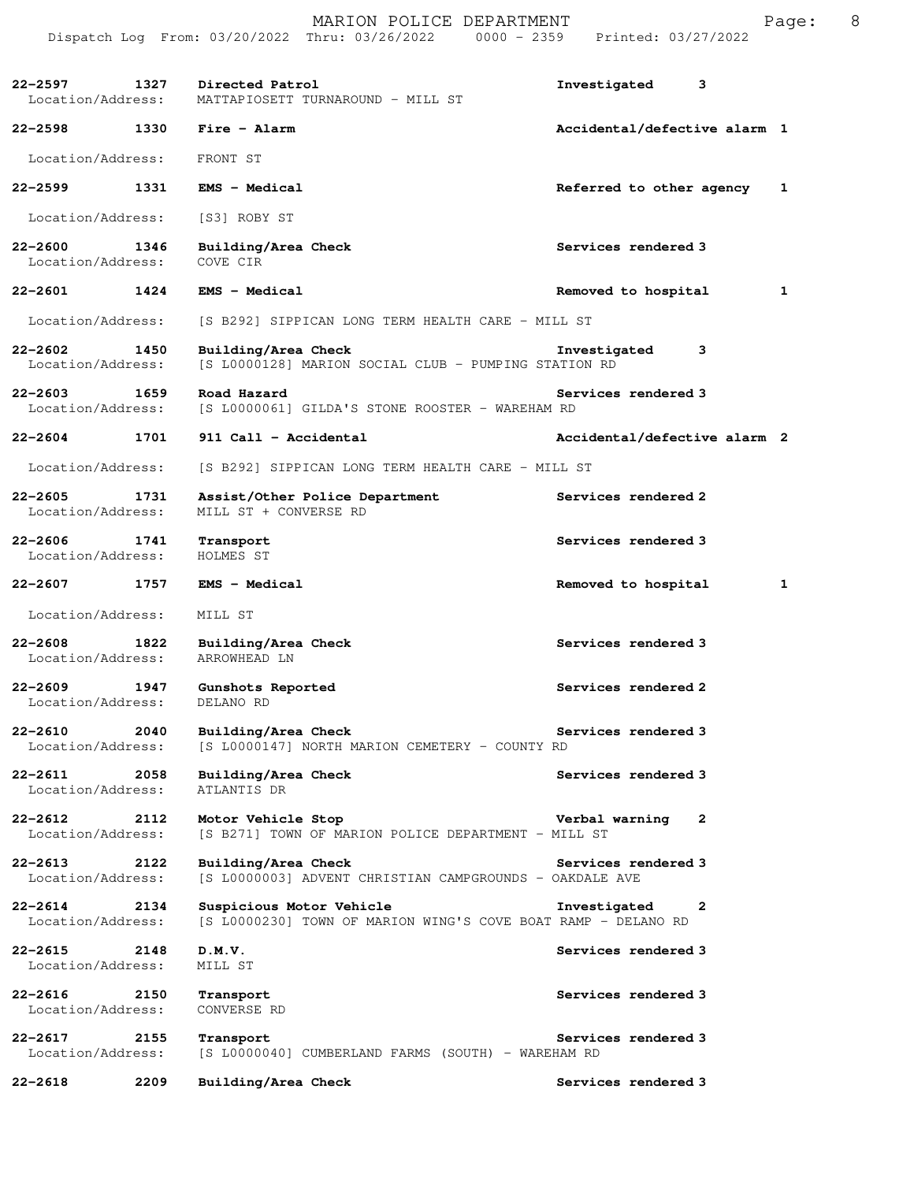| Call Number | Time | Call Reason | Action | Priority |
|---|---|---|---|---|
| 22-2597 | 1327 | Directed Patrol | Investigated | 3 |
| Location/Address: | | MATTAPIOSETT TURNAROUND - MILL ST | | |
| 22-2598 | 1330 | Fire - Alarm | Accidental/defective alarm | 1 |
| Location/Address: | | FRONT ST | | |
| 22-2599 | 1331 | EMS - Medical | Referred to other agency | 1 |
| Location/Address: | | [S3] ROBY ST | | |
| 22-2600 | 1346 | Building/Area Check | Services rendered | 3 |
| Location/Address: | | COVE CIR | | |
| 22-2601 | 1424 | EMS - Medical | Removed to hospital | 1 |
| Location/Address: | | [S B292] SIPPICAN LONG TERM HEALTH CARE - MILL ST | | |
| 22-2602 | 1450 | Building/Area Check | Investigated | 3 |
| Location/Address: | | [S L0000128] MARION SOCIAL CLUB - PUMPING STATION RD | | |
| 22-2603 | 1659 | Road Hazard | Services rendered | 3 |
| Location/Address: | | [S L0000061] GILDA'S STONE ROOSTER - WAREHAM RD | | |
| 22-2604 | 1701 | 911 Call - Accidental | Accidental/defective alarm | 2 |
| Location/Address: | | [S B292] SIPPICAN LONG TERM HEALTH CARE - MILL ST | | |
| 22-2605 | 1731 | Assist/Other Police Department | Services rendered | 2 |
| Location/Address: | | MILL ST + CONVERSE RD | | |
| 22-2606 | 1741 | Transport | Services rendered | 3 |
| Location/Address: | | HOLMES ST | | |
| 22-2607 | 1757 | EMS - Medical | Removed to hospital | 1 |
| Location/Address: | | MILL ST | | |
| 22-2608 | 1822 | Building/Area Check | Services rendered | 3 |
| Location/Address: | | ARROWHEAD LN | | |
| 22-2609 | 1947 | Gunshots Reported | Services rendered | 2 |
| Location/Address: | | DELANO RD | | |
| 22-2610 | 2040 | Building/Area Check | Services rendered | 3 |
| Location/Address: | | [S L0000147] NORTH MARION CEMETERY - COUNTY RD | | |
| 22-2611 | 2058 | Building/Area Check | Services rendered | 3 |
| Location/Address: | | ATLANTIS DR | | |
| 22-2612 | 2112 | Motor Vehicle Stop | Verbal warning | 2 |
| Location/Address: | | [S B271] TOWN OF MARION POLICE DEPARTMENT - MILL ST | | |
| 22-2613 | 2122 | Building/Area Check | Services rendered | 3 |
| Location/Address: | | [S L0000003] ADVENT CHRISTIAN CAMPGROUNDS - OAKDALE AVE | | |
| 22-2614 | 2134 | Suspicious Motor Vehicle | Investigated | 2 |
| Location/Address: | | [S L0000230] TOWN OF MARION WING'S COVE BOAT RAMP - DELANO RD | | |
| 22-2615 | 2148 | D.M.V. | Services rendered | 3 |
| Location/Address: | | MILL ST | | |
| 22-2616 | 2150 | Transport | Services rendered | 3 |
| Location/Address: | | CONVERSE RD | | |
| 22-2617 | 2155 | Transport | Services rendered | 3 |
| Location/Address: | | [S L0000040] CUMBERLAND FARMS (SOUTH) - WAREHAM RD | | |
| 22-2618 | 2209 | Building/Area Check | Services rendered | 3 |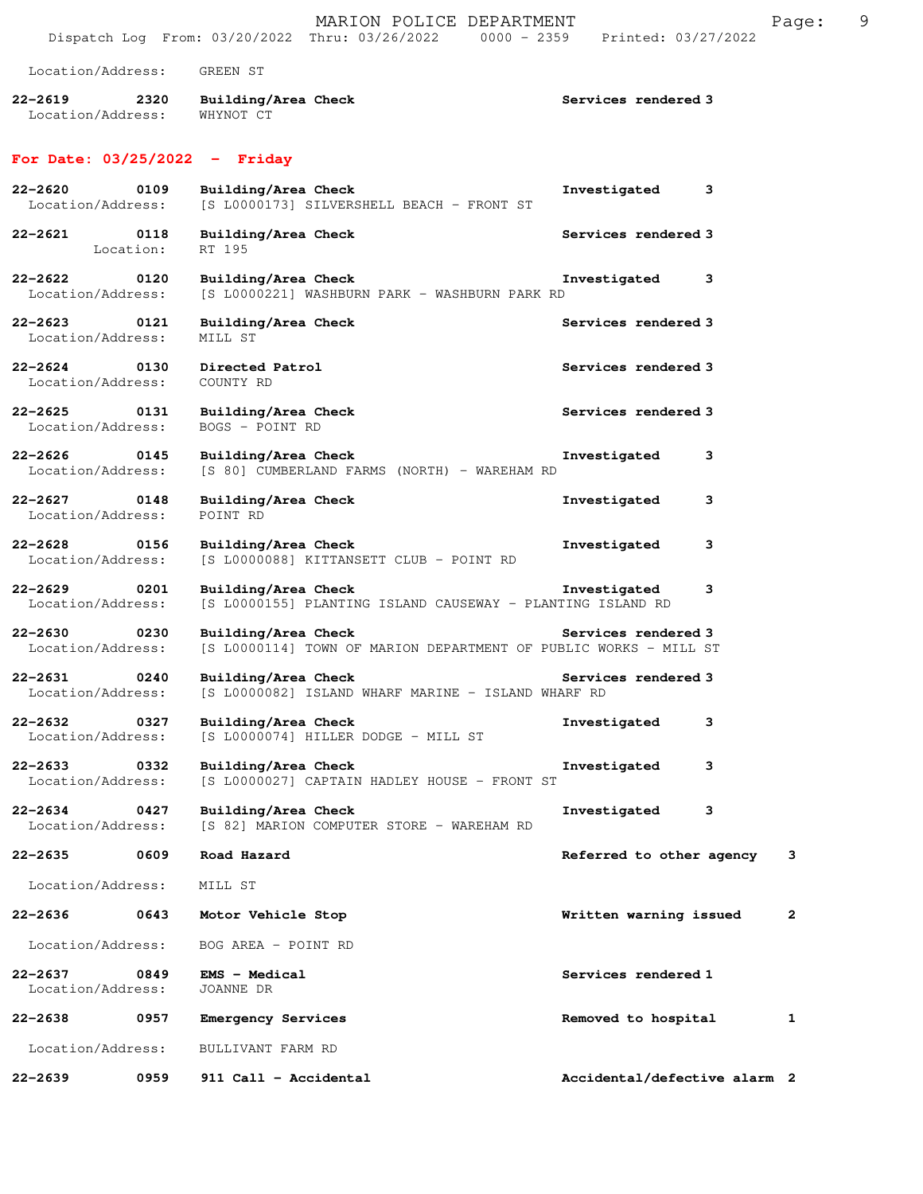Location/Address: GREEN ST

**22-2619 2320 Building/Area Check** Services rendered 3
Location/Address: WHYNOT CT

## For Date: 03/25/2022 - Friday

**22-2620 0109 Building/Area Check** Investigated 3
Location/Address: [S L0000173] SILVERSHELL BEACH - FRONT ST

**22-2621 0118 Building/Area Check** Services rendered 3
Location: RT 195

**22-2622 0120 Building/Area Check** Investigated 3
Location/Address: [S L0000221] WASHBURN PARK - WASHBURN PARK RD

**22-2623 0121 Building/Area Check** Services rendered 3
Location/Address: MILL ST

**22-2624 0130 Directed Patrol** Services rendered 3
Location/Address: COUNTY RD

**22-2625 0131 Building/Area Check** Services rendered 3
Location/Address: BOGS - POINT RD

**22-2626 0145 Building/Area Check** Investigated 3
Location/Address: [S 80] CUMBERLAND FARMS (NORTH) - WAREHAM RD

**22-2627 0148 Building/Area Check** Investigated 3
Location/Address: POINT RD

**22-2628 0156 Building/Area Check** Investigated 3
Location/Address: [S L0000088] KITTANSETT CLUB - POINT RD

**22-2629 0201 Building/Area Check** Investigated 3
Location/Address: [S L0000155] PLANTING ISLAND CAUSEWAY - PLANTING ISLAND RD

**22-2630 0230 Building/Area Check** Services rendered 3
Location/Address: [S L0000114] TOWN OF MARION DEPARTMENT OF PUBLIC WORKS - MILL ST

**22-2631 0240 Building/Area Check** Services rendered 3
Location/Address: [S L0000082] ISLAND WHARF MARINE - ISLAND WHARF RD

**22-2632 0327 Building/Area Check** Investigated 3
Location/Address: [S L0000074] HILLER DODGE - MILL ST

**22-2633 0332 Building/Area Check** Investigated 3
Location/Address: [S L0000027] CAPTAIN HADLEY HOUSE - FRONT ST

**22-2634 0427 Building/Area Check** Investigated 3
Location/Address: [S 82] MARION COMPUTER STORE - WAREHAM RD

**22-2635 0609 Road Hazard** Referred to other agency 3
Location/Address: MILL ST

**22-2636 0643 Motor Vehicle Stop** Written warning issued 2
Location/Address: BOG AREA - POINT RD

**22-2637 0849 EMS - Medical** Services rendered 1
Location/Address: JOANNE DR

**22-2638 0957 Emergency Services** Removed to hospital 1
Location/Address: BULLIVANT FARM RD

**22-2639 0959 911 Call - Accidental** Accidental/defective alarm 2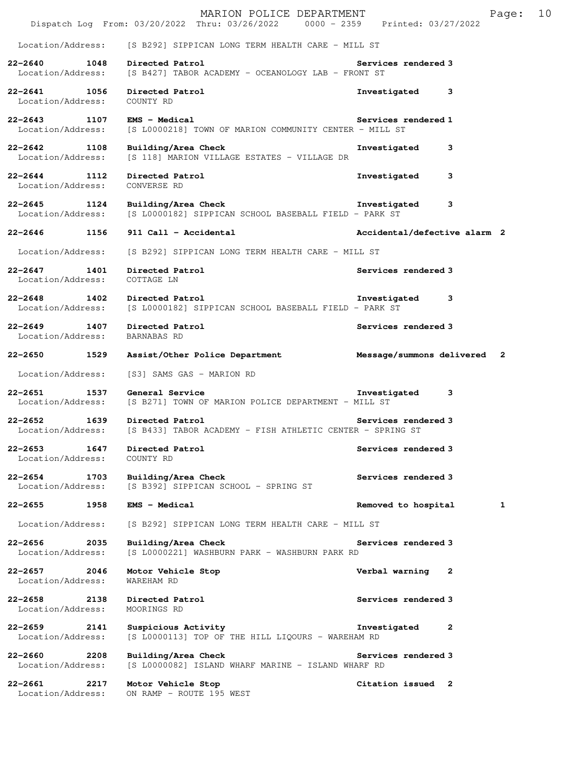Location/Address: [S B292] SIPPICAN LONG TERM HEALTH CARE - MILL ST

**22-2640 1048 Directed Patrol** Services rendered 3
Location/Address: [S B427] TABOR ACADEMY - OCEANOLOGY LAB - FRONT ST

**22-2641 1056 Directed Patrol** Investigated 3
Location/Address: COUNTY RD

**22-2643 1107 EMS - Medical** Services rendered 1
Location/Address: [S L0000218] TOWN OF MARION COMMUNITY CENTER - MILL ST

**22-2642 1108 Building/Area Check** Investigated 3
Location/Address: [S 118] MARION VILLAGE ESTATES - VILLAGE DR

**22-2644 1112 Directed Patrol** Investigated 3
Location/Address: CONVERSE RD

**22-2645 1124 Building/Area Check** Investigated 3
Location/Address: [S L0000182] SIPPICAN SCHOOL BASEBALL FIELD - PARK ST

**22-2646 1156 911 Call - Accidental** Accidental/defective alarm 2
Location/Address: [S B292] SIPPICAN LONG TERM HEALTH CARE - MILL ST

**22-2647 1401 Directed Patrol** Services rendered 3
Location/Address: COTTAGE LN

**22-2648 1402 Directed Patrol** Investigated 3
Location/Address: [S L0000182] SIPPICAN SCHOOL BASEBALL FIELD - PARK ST

**22-2649 1407 Directed Patrol** Services rendered 3
Location/Address: BARNABAS RD

**22-2650 1529 Assist/Other Police Department** Message/summons delivered 2
Location/Address: [S3] SAMS GAS - MARION RD

**22-2651 1537 General Service** Investigated 3
Location/Address: [S B271] TOWN OF MARION POLICE DEPARTMENT - MILL ST

**22-2652 1639 Directed Patrol** Services rendered 3
Location/Address: [S B433] TABOR ACADEMY - FISH ATHLETIC CENTER - SPRING ST

**22-2653 1647 Directed Patrol** Services rendered 3
Location/Address: COUNTY RD

**22-2654 1703 Building/Area Check** Services rendered 3
Location/Address: [S B392] SIPPICAN SCHOOL - SPRING ST

**22-2655 1958 EMS - Medical** Removed to hospital 1
Location/Address: [S B292] SIPPICAN LONG TERM HEALTH CARE - MILL ST

**22-2656 2035 Building/Area Check** Services rendered 3
Location/Address: [S L0000221] WASHBURN PARK - WASHBURN PARK RD

**22-2657 2046 Motor Vehicle Stop** Verbal warning 2
Location/Address: WAREHAM RD

**22-2658 2138 Directed Patrol** Services rendered 3
Location/Address: MOORINGS RD

**22-2659 2141 Suspicious Activity** Investigated 2
Location/Address: [S L0000113] TOP OF THE HILL LIQOURS - WAREHAM RD

**22-2660 2208 Building/Area Check** Services rendered 3
Location/Address: [S L0000082] ISLAND WHARF MARINE - ISLAND WHARF RD

**22-2661 2217 Motor Vehicle Stop** Citation issued 2
Location/Address: ON RAMP - ROUTE 195 WEST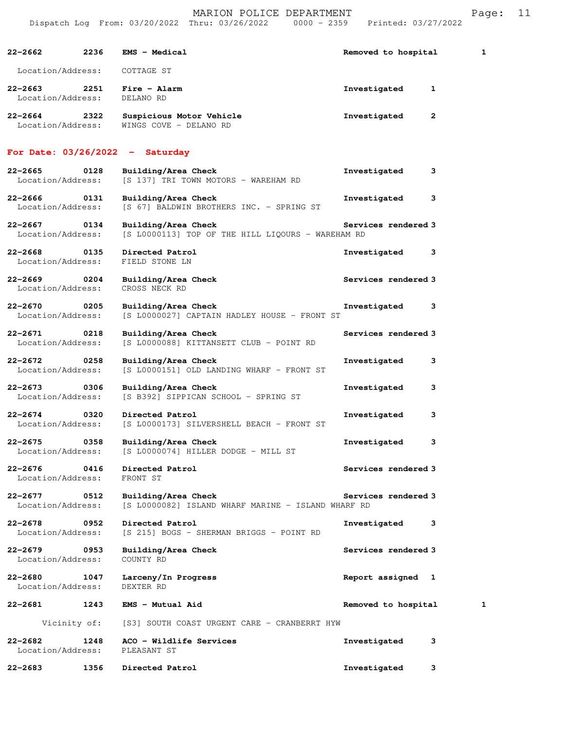| Call # | Time | Call Type | Action | Priority |
|---|---|---|---|---|
| 22-2662 | 2236 | **EMS - Medical** | Removed to hospital | 1 |
| Location/Address: | | COTTAGE ST | | |
| 22-2663 | 2251 | **Fire - Alarm** | Investigated | 1 |
| Location/Address: | | DELANO RD | | |
| 22-2664 | 2322 | **Suspicious Motor Vehicle** | Investigated | 2 |
| Location/Address: | | WINGS COVE - DELANO RD | | |

## For Date: 03/26/2022 - Saturday

| Call # | Time | Call Type | Action | Priority |
|---|---|---|---|---|
| 22-2665 | 0128 | **Building/Area Check** | Investigated | 3 |
| Location/Address: | | [S 137] TRI TOWN MOTORS - WAREHAM RD | | |
| 22-2666 | 0131 | **Building/Area Check** | Investigated | 3 |
| Location/Address: | | [S 67] BALDWIN BROTHERS INC. - SPRING ST | | |
| 22-2667 | 0134 | **Building/Area Check** | Services rendered | 3 |
| Location/Address: | | [S L0000113] TOP OF THE HILL LIQOURS - WAREHAM RD | | |
| 22-2668 | 0135 | **Directed Patrol** | Investigated | 3 |
| Location/Address: | | FIELD STONE LN | | |
| 22-2669 | 0204 | **Building/Area Check** | Services rendered | 3 |
| Location/Address: | | CROSS NECK RD | | |
| 22-2670 | 0205 | **Building/Area Check** | Investigated | 3 |
| Location/Address: | | [S L0000027] CAPTAIN HADLEY HOUSE - FRONT ST | | |
| 22-2671 | 0218 | **Building/Area Check** | Services rendered | 3 |
| Location/Address: | | [S L0000088] KITTANSETT CLUB - POINT RD | | |
| 22-2672 | 0258 | **Building/Area Check** | Investigated | 3 |
| Location/Address: | | [S L0000151] OLD LANDING WHARF - FRONT ST | | |
| 22-2673 | 0306 | **Building/Area Check** | Investigated | 3 |
| Location/Address: | | [S B392] SIPPICAN SCHOOL - SPRING ST | | |
| 22-2674 | 0320 | **Directed Patrol** | Investigated | 3 |
| Location/Address: | | [S L0000173] SILVERSHELL BEACH - FRONT ST | | |
| 22-2675 | 0358 | **Building/Area Check** | Investigated | 3 |
| Location/Address: | | [S L0000074] HILLER DODGE - MILL ST | | |
| 22-2676 | 0416 | **Directed Patrol** | Services rendered | 3 |
| Location/Address: | | FRONT ST | | |
| 22-2677 | 0512 | **Building/Area Check** | Services rendered | 3 |
| Location/Address: | | [S L0000082] ISLAND WHARF MARINE - ISLAND WHARF RD | | |
| 22-2678 | 0952 | **Directed Patrol** | Investigated | 3 |
| Location/Address: | | [S 215] BOGS - SHERMAN BRIGGS - POINT RD | | |
| 22-2679 | 0953 | **Building/Area Check** | Services rendered | 3 |
| Location/Address: | | COUNTY RD | | |
| 22-2680 | 1047 | **Larceny/In Progress** | Report assigned | 1 |
| Location/Address: | | DEXTER RD | | |
| 22-2681 | 1243 | **EMS - Mutual Aid** | Removed to hospital | 1 |
| Vicinity of: | | [S3] SOUTH COAST URGENT CARE - CRANBERRT HYW | | |
| 22-2682 | 1248 | **ACO - Wildlife Services** | Investigated | 3 |
| Location/Address: | | PLEASANT ST | | |
| 22-2683 | 1356 | **Directed Patrol** | Investigated | 3 |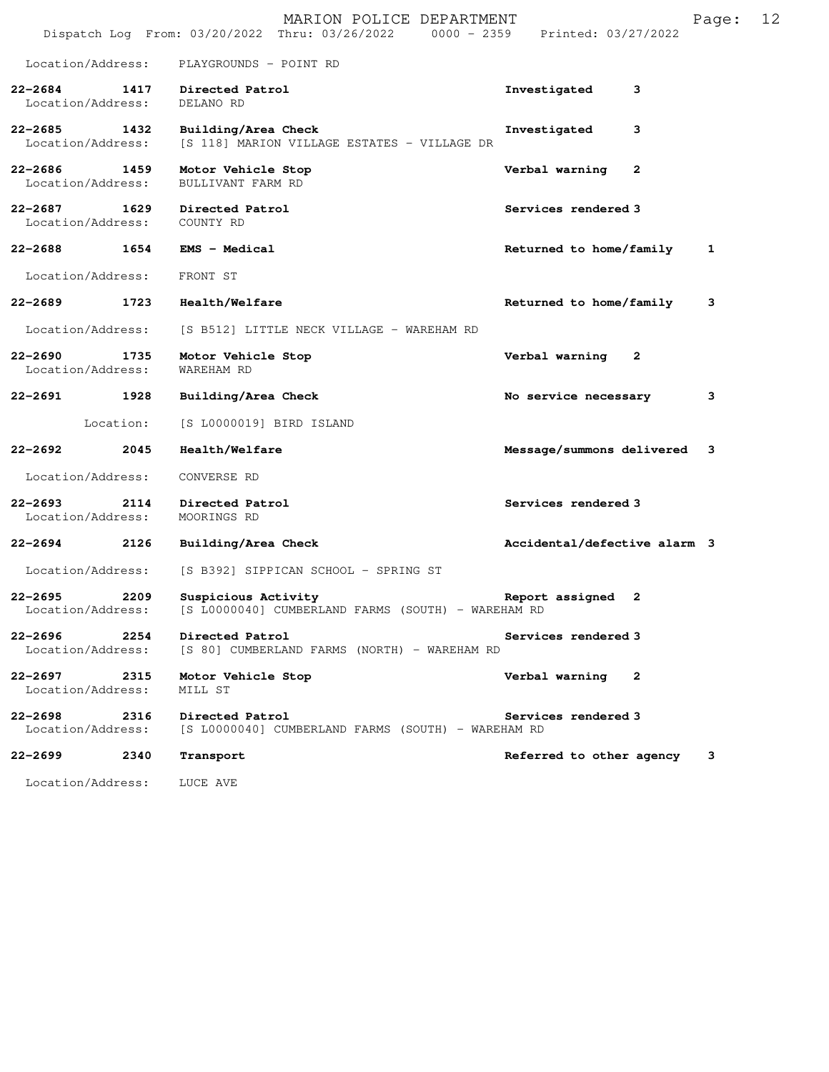Location/Address: PLAYGROUNDS - POINT RD

| | | | | |
|---|---|---|---|---|
| **22-2684** | **1417** | **Directed Patrol** | **Investigated** | **3** |
| Location/Address: | | DELANO RD | | |
| **22-2685** | **1432** | **Building/Area Check** | **Investigated** | **3** |
| Location/Address: | | [S 118] MARION VILLAGE ESTATES - VILLAGE DR | | |
| **22-2686** | **1459** | **Motor Vehicle Stop** | **Verbal warning** | **2** |
| Location/Address: | | BULLIVANT FARM RD | | |
| **22-2687** | **1629** | **Directed Patrol** | **Services rendered** | **3** |
| Location/Address: | | COUNTY RD | | |
| **22-2688** | **1654** | **EMS - Medical** | **Returned to home/family** | **1** |
| Location/Address: | | FRONT ST | | |
| **22-2689** | **1723** | **Health/Welfare** | **Returned to home/family** | **3** |
| Location/Address: | | [S B512] LITTLE NECK VILLAGE - WAREHAM RD | | |
| **22-2690** | **1735** | **Motor Vehicle Stop** | **Verbal warning** | **2** |
| Location/Address: | | WAREHAM RD | | |
| **22-2691** | **1928** | **Building/Area Check** | **No service necessary** | **3** |
| Location: | | [S L0000019] BIRD ISLAND | | |
| **22-2692** | **2045** | **Health/Welfare** | **Message/summons delivered** | **3** |
| Location/Address: | | CONVERSE RD | | |
| **22-2693** | **2114** | **Directed Patrol** | **Services rendered** | **3** |
| Location/Address: | | MOORINGS RD | | |
| **22-2694** | **2126** | **Building/Area Check** | **Accidental/defective alarm** | **3** |
| Location/Address: | | [S B392] SIPPICAN SCHOOL - SPRING ST | | |
| **22-2695** | **2209** | **Suspicious Activity** | **Report assigned** | **2** |
| Location/Address: | | [S L0000040] CUMBERLAND FARMS (SOUTH) - WAREHAM RD | | |
| **22-2696** | **2254** | **Directed Patrol** | **Services rendered** | **3** |
| Location/Address: | | [S 80] CUMBERLAND FARMS (NORTH) - WAREHAM RD | | |
| **22-2697** | **2315** | **Motor Vehicle Stop** | **Verbal warning** | **2** |
| Location/Address: | | MILL ST | | |
| **22-2698** | **2316** | **Directed Patrol** | **Services rendered** | **3** |
| Location/Address: | | [S L0000040] CUMBERLAND FARMS (SOUTH) - WAREHAM RD | | |
| **22-2699** | **2340** | **Transport** | **Referred to other agency** | **3** |
| Location/Address: | | LUCE AVE | | |